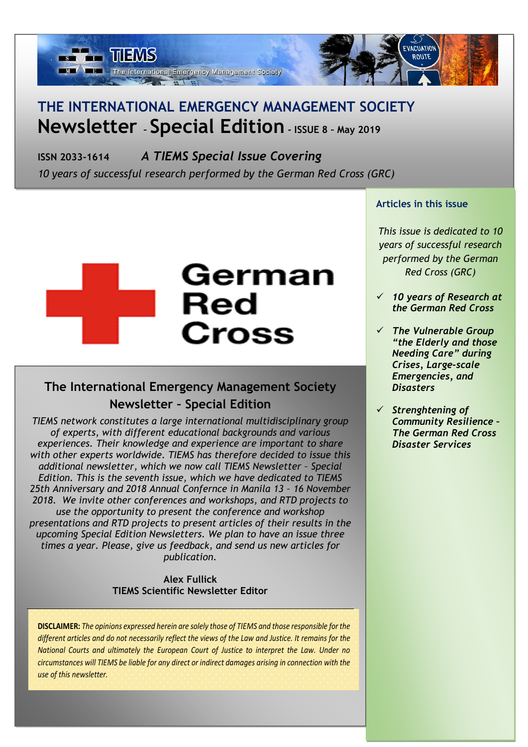# THE INTERNATIONAL EMERGENCY MANAGEMENT SOCIETY

## Newsletter - Special Edition - ISSUE 8 – May 2019

**ISSN 2033-1614** *A TIEMS Special Issue Covering*

*10 years of successful research performed by the German Red Cross (GRC)*

German Red Cross

## The International Emergency Management Society Newsletter – Special Edition

*TIEMS network constitutes a large international multidisciplinary group of experts, with different educational backgrounds and various experiences. Their knowledge and experience are important to share with other experts worldwide. TIEMS has therefore decided to issue this additional newsletter, which we now call TIEMS Newsletter – Special Edition. This is the seventh issue, which we have dedicated to TIEMS 25th Anniversary and 2018 Annual Confernce in Manila 13 – 16 November 2018. We invite other conferences and workshops, and RTD projects to use the opportunity to present the conference and workshop presentations and RTD projects to present articles of their results in the upcoming Special Edition Newsletters. We plan to have an issue three times a year. Please, give us feedback, and send us new articles for publication.*

**Alex Fullick**
**TIEMS Scientific Newsletter Editor**

**DISCLAIMER:** *The opinions expressed herein are solely those of TIEMS and those responsible for the different articles and do not necessarily reflect the views of the Law and Justice. It remains for the National Courts and ultimately the European Court of Justice to interpret the Law. Under no circumstances will TIEMS be liable for any direct or indirect damages arising in connection with the use of this newsletter.*

### Articles in this issue

*This issue is dedicated to 10 years of successful research performed by the German Red Cross (GRC)*

- ✓ ***10 years of Research at the German Red Cross***
- ✓ ***The Vulnerable Group "the Elderly and those Needing Care" during Crises, Large-scale Emergencies, and Disasters***
- ✓ ***Strenghtening of Community Resilience – The German Red Cross Disaster Services***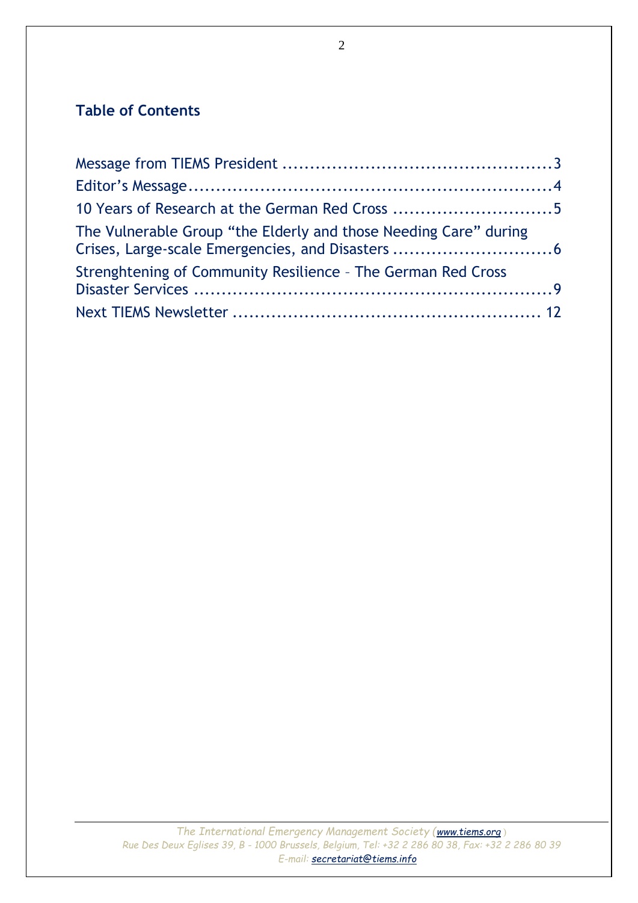## Table of Contents

Message from TIEMS President ................................................3
Editor's Message.................................................................4
10 Years of Research at the German Red Cross ............................5
The Vulnerable Group "the Elderly and those Needing Care" during Crises, Large-scale Emergencies, and Disasters ............................6
Strenghtening of Community Resilience – The German Red Cross Disaster Services .................................................................9
Next TIEMS Newsletter ....................................................... 12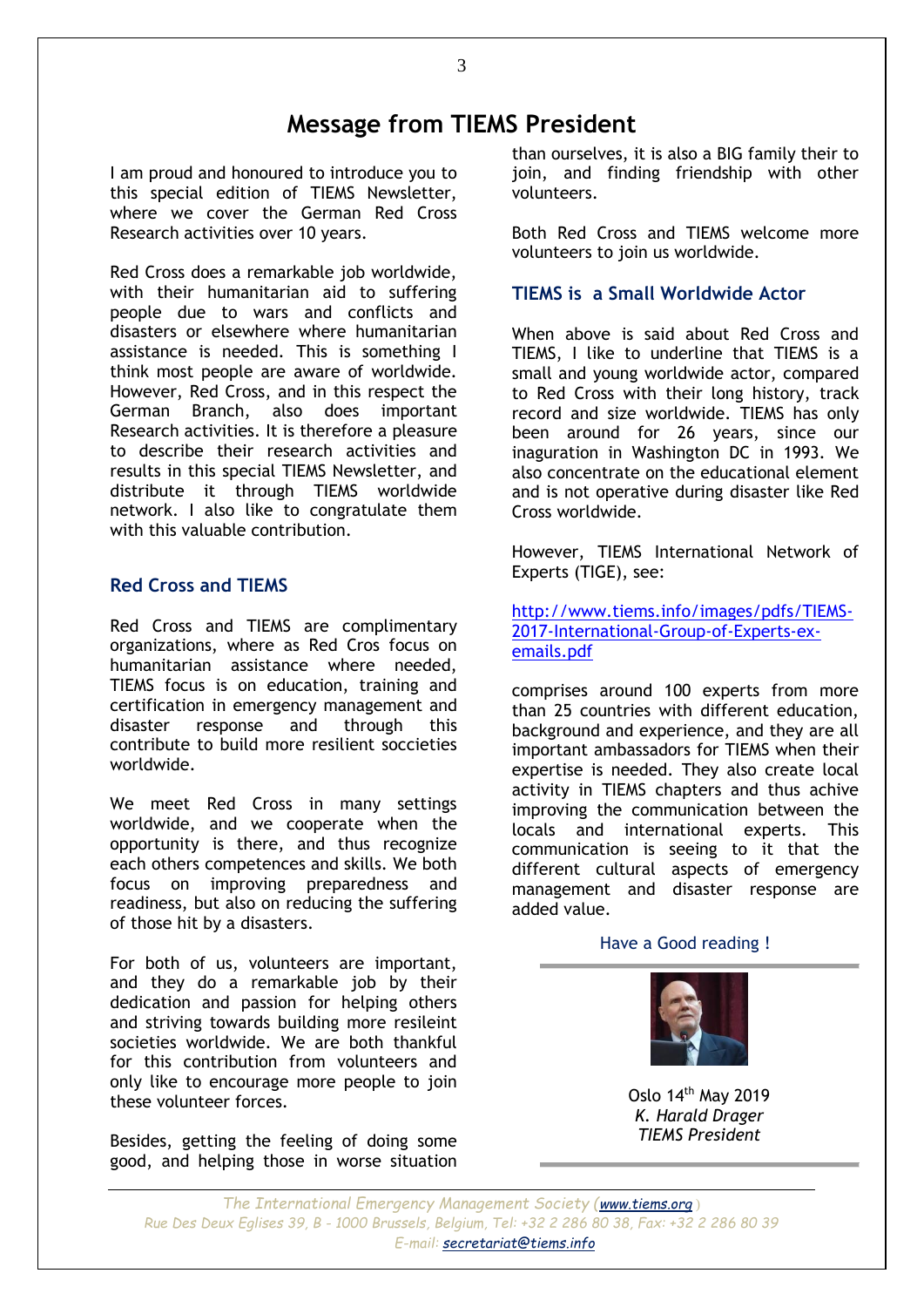# Message from TIEMS President

I am proud and honoured to introduce you to this special edition of TIEMS Newsletter, where we cover the German Red Cross Research activities over 10 years.

Red Cross does a remarkable job worldwide, with their humanitarian aid to suffering people due to wars and conflicts and disasters or elsewhere where humanitarian assistance is needed. This is something I think most people are aware of worldwide. However, Red Cross, and in this respect the German Branch, also does important Research activities. It is therefore a pleasure to describe their research activities and results in this special TIEMS Newsletter, and distribute it through TIEMS worldwide network. I also like to congratulate them with this valuable contribution.

## Red Cross and TIEMS

Red Cross and TIEMS are complimentary organizations, where as Red Cros focus on humanitarian assistance where needed, TIEMS focus is on education, training and certification in emergency management and disaster response and through this contribute to build more resilient soccieties worldwide.

We meet Red Cross in many settings worldwide, and we cooperate when the opportunity is there, and thus recognize each others competences and skills. We both focus on improving preparedness and readiness, but also on reducing the suffering of those hit by a disasters.

For both of us, volunteers are important, and they do a remarkable job by their dedication and passion for helping others and striving towards building more resileint societies worldwide. We are both thankful for this contribution from volunteers and only like to encourage more people to join these volunteer forces.

Besides, getting the feeling of doing some good, and helping those in worse situation than ourselves, it is also a BIG family their to join, and finding friendship with other volunteers.

Both Red Cross and TIEMS welcome more volunteers to join us worldwide.

## TIEMS is a Small Worldwide Actor

When above is said about Red Cross and TIEMS, I like to underline that TIEMS is a small and young worldwide actor, compared to Red Cross with their long history, track record and size worldwide. TIEMS has only been around for 26 years, since our inaguration in Washington DC in 1993. We also concentrate on the educational element and is not operative during disaster like Red Cross worldwide.

However, TIEMS International Network of Experts (TIGE), see:

http://www.tiems.info/images/pdfs/TIEMS-2017-International-Group-of-Experts-ex-emails.pdf

comprises around 100 experts from more than 25 countries with different education, background and experience, and they are all important ambassadors for TIEMS when their expertise is needed. They also create local activity in TIEMS chapters and thus achive improving the communication between the locals and international experts. This communication is seeing to it that the different cultural aspects of emergency management and disaster response are added value.

Have a Good reading !

Oslo 14th May 2019
*K. Harald Drager*
*TIEMS President*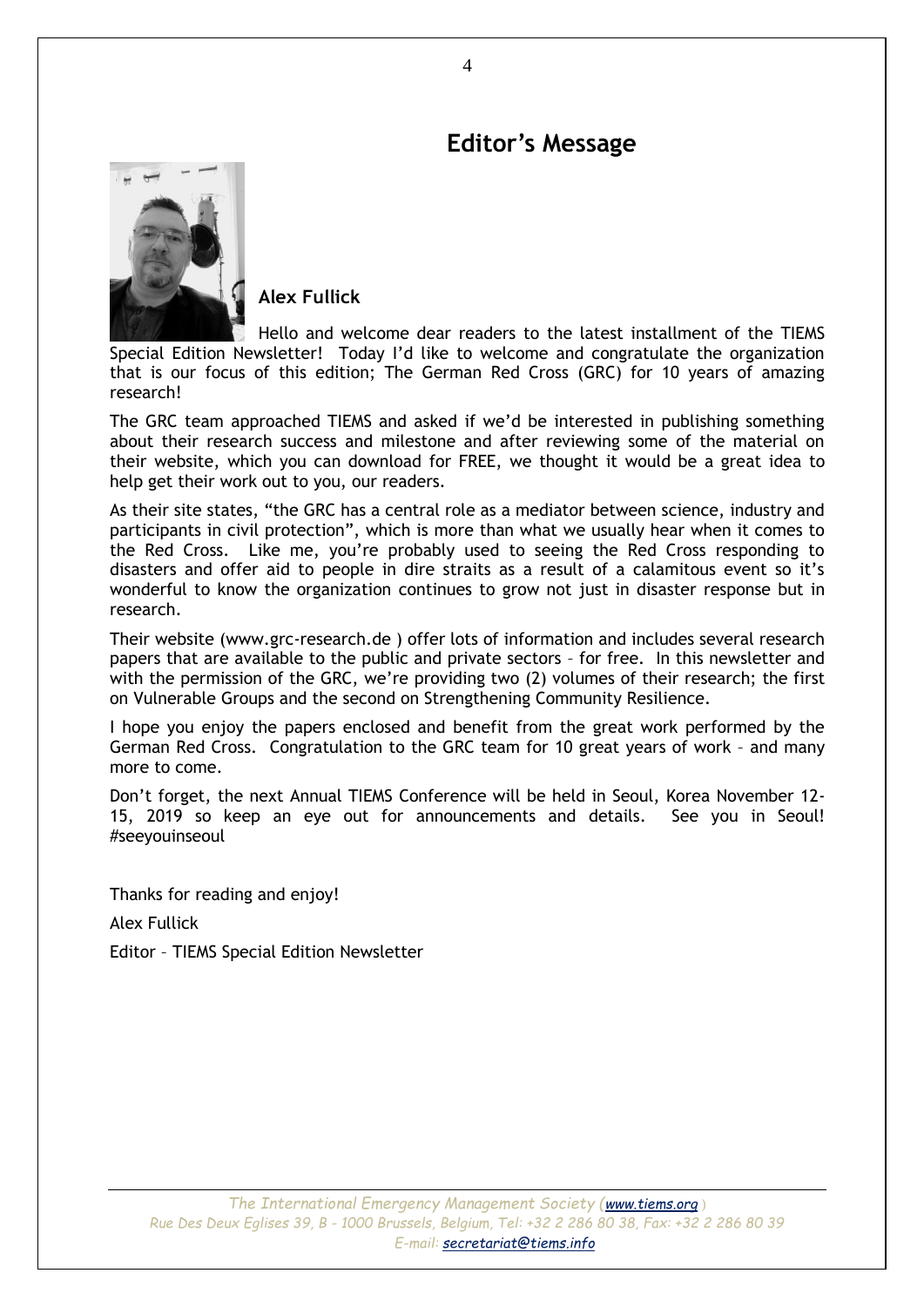# Editor's Message

**Alex Fullick**

Hello and welcome dear readers to the latest installment of the TIEMS Special Edition Newsletter! Today I'd like to welcome and congratulate the organization that is our focus of this edition; The German Red Cross (GRC) for 10 years of amazing research!

The GRC team approached TIEMS and asked if we'd be interested in publishing something about their research success and milestone and after reviewing some of the material on their website, which you can download for FREE, we thought it would be a great idea to help get their work out to you, our readers.

As their site states, "the GRC has a central role as a mediator between science, industry and participants in civil protection", which is more than what we usually hear when it comes to the Red Cross. Like me, you're probably used to seeing the Red Cross responding to disasters and offer aid to people in dire straits as a result of a calamitous event so it's wonderful to know the organization continues to grow not just in disaster response but in research.

Their website (www.grc-research.de ) offer lots of information and includes several research papers that are available to the public and private sectors – for free. In this newsletter and with the permission of the GRC, we're providing two (2) volumes of their research; the first on Vulnerable Groups and the second on Strengthening Community Resilience.

I hope you enjoy the papers enclosed and benefit from the great work performed by the German Red Cross. Congratulation to the GRC team for 10 great years of work – and many more to come.

Don't forget, the next Annual TIEMS Conference will be held in Seoul, Korea November 12-15, 2019 so keep an eye out for announcements and details. See you in Seoul! #seeyouinseoul

Thanks for reading and enjoy!

Alex Fullick

Editor – TIEMS Special Edition Newsletter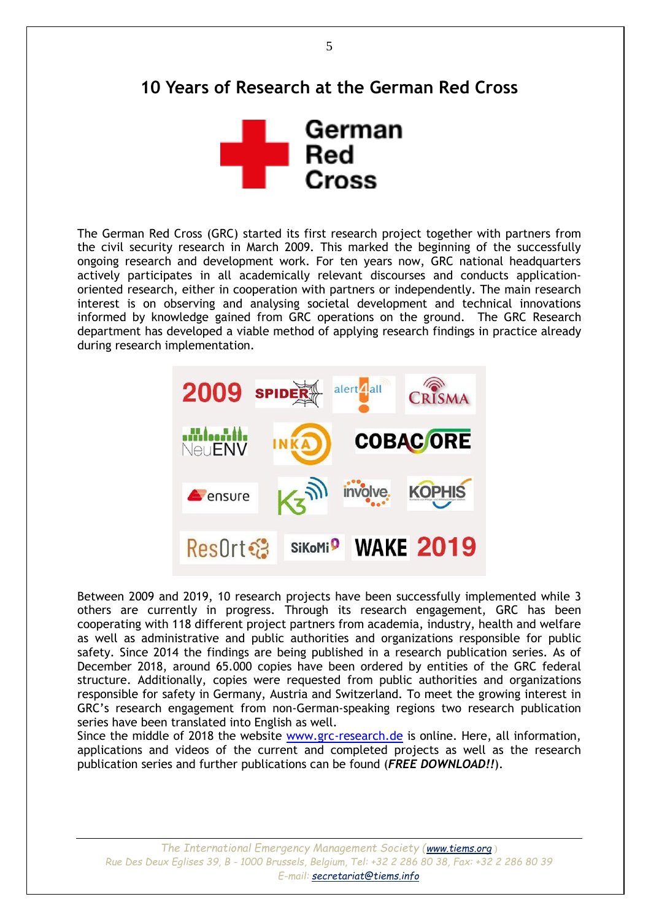# 10 Years of Research at the German Red Cross

The German Red Cross (GRC) started its first research project together with partners from the civil security research in March 2009. This marked the beginning of the successfully ongoing research and development work. For ten years now, GRC national headquarters actively participates in all academically relevant discourses and conducts application-oriented research, either in cooperation with partners or independently. The main research interest is on observing and analysing societal development and technical innovations informed by knowledge gained from GRC operations on the ground. The GRC Research department has developed a viable method of applying research findings in practice already during research implementation.

Between 2009 and 2019, 10 research projects have been successfully implemented while 3 others are currently in progress. Through its research engagement, GRC has been cooperating with 118 different project partners from academia, industry, health and welfare as well as administrative and public authorities and organizations responsible for public safety. Since 2014 the findings are being published in a research publication series. As of December 2018, around 65.000 copies have been ordered by entities of the GRC federal structure. Additionally, copies were requested from public authorities and organizations responsible for safety in Germany, Austria and Switzerland. To meet the growing interest in GRC's research engagement from non-German-speaking regions two research publication series have been translated into English as well.

Since the middle of 2018 the website www.grc-research.de is online. Here, all information, applications and videos of the current and completed projects as well as the research publication series and further publications can be found (***FREE DOWNLOAD!!***).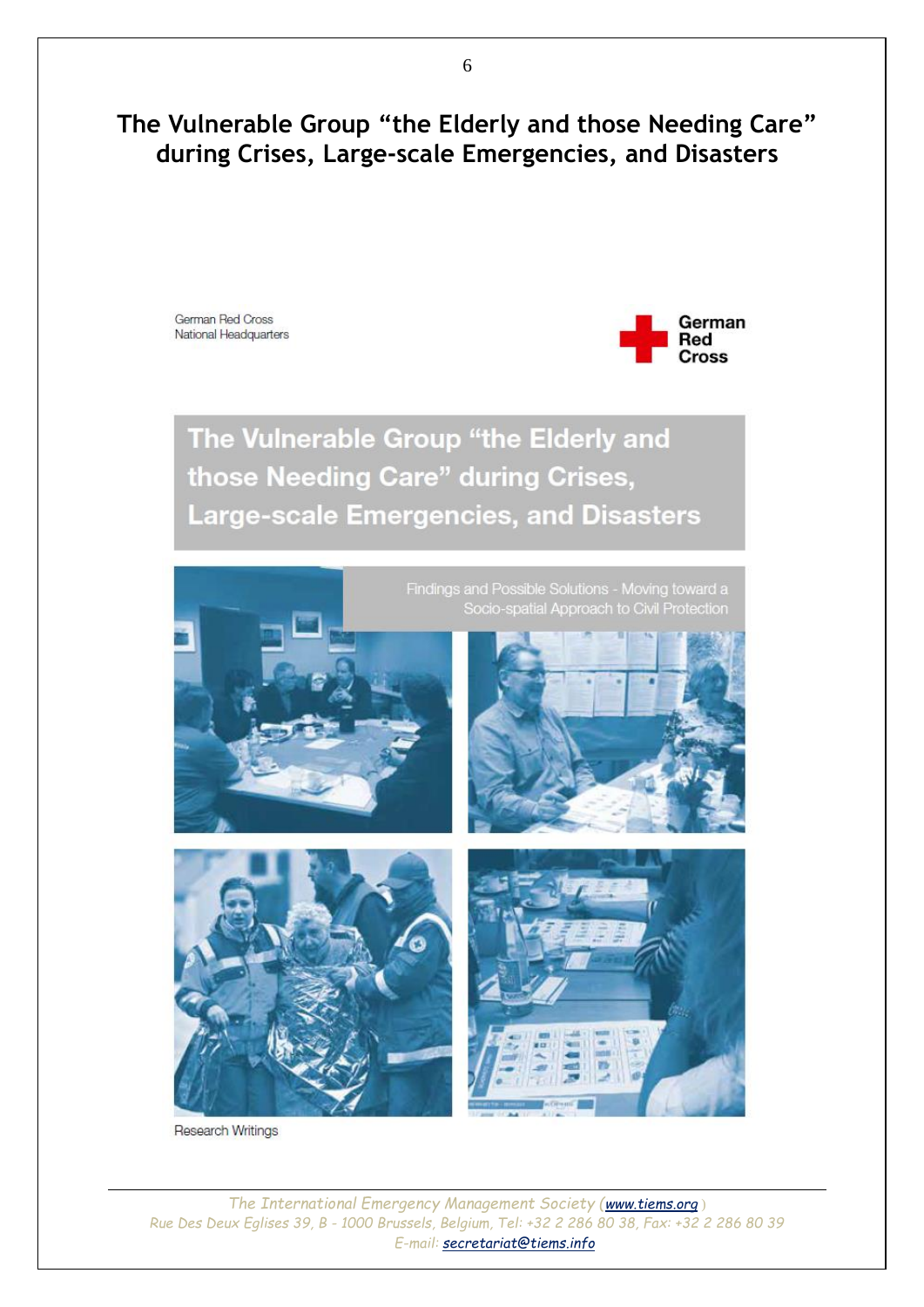# The Vulnerable Group "the Elderly and those Needing Care" during Crises, Large-scale Emergencies, and Disasters

German Red Cross
National Headquarters

German Red Cross

**The Vulnerable Group "the Elderly and those Needing Care" during Crises, Large-scale Emergencies, and Disasters**

Findings and Possible Solutions - Moving toward a Socio-spatial Approach to Civil Protection

Research Writings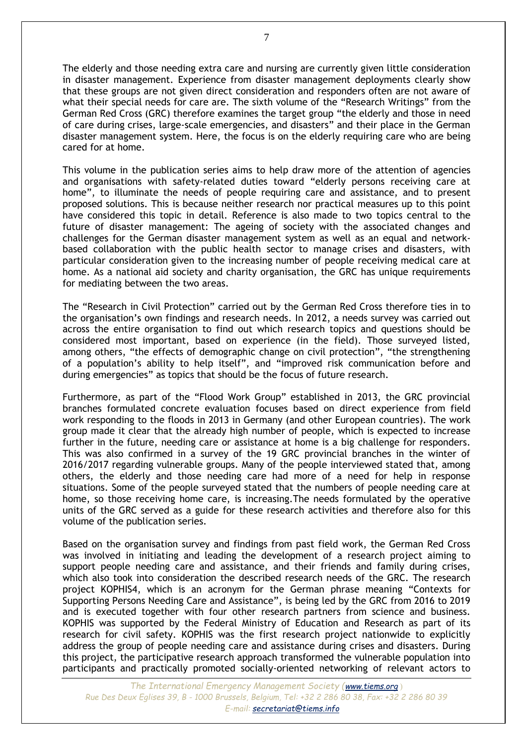The elderly and those needing extra care and nursing are currently given little consideration in disaster management. Experience from disaster management deployments clearly show that these groups are not given direct consideration and responders often are not aware of what their special needs for care are. The sixth volume of the "Research Writings" from the German Red Cross (GRC) therefore examines the target group "the elderly and those in need of care during crises, large-scale emergencies, and disasters" and their place in the German disaster management system. Here, the focus is on the elderly requiring care who are being cared for at home.

This volume in the publication series aims to help draw more of the attention of agencies and organisations with safety-related duties toward "elderly persons receiving care at home", to illuminate the needs of people requiring care and assistance, and to present proposed solutions. This is because neither research nor practical measures up to this point have considered this topic in detail. Reference is also made to two topics central to the future of disaster management: The ageing of society with the associated changes and challenges for the German disaster management system as well as an equal and network-based collaboration with the public health sector to manage crises and disasters, with particular consideration given to the increasing number of people receiving medical care at home. As a national aid society and charity organisation, the GRC has unique requirements for mediating between the two areas.

The "Research in Civil Protection" carried out by the German Red Cross therefore ties in to the organisation's own findings and research needs. In 2012, a needs survey was carried out across the entire organisation to find out which research topics and questions should be considered most important, based on experience (in the field). Those surveyed listed, among others, "the effects of demographic change on civil protection", "the strengthening of a population's ability to help itself", and "improved risk communication before and during emergencies" as topics that should be the focus of future research.

Furthermore, as part of the "Flood Work Group" established in 2013, the GRC provincial branches formulated concrete evaluation focuses based on direct experience from field work responding to the floods in 2013 in Germany (and other European countries). The work group made it clear that the already high number of people, which is expected to increase further in the future, needing care or assistance at home is a big challenge for responders. This was also confirmed in a survey of the 19 GRC provincial branches in the winter of 2016/2017 regarding vulnerable groups. Many of the people interviewed stated that, among others, the elderly and those needing care had more of a need for help in response situations. Some of the people surveyed stated that the numbers of people needing care at home, so those receiving home care, is increasing.The needs formulated by the operative units of the GRC served as a guide for these research activities and therefore also for this volume of the publication series.

Based on the organisation survey and findings from past field work, the German Red Cross was involved in initiating and leading the development of a research project aiming to support people needing care and assistance, and their friends and family during crises, which also took into consideration the described research needs of the GRC. The research project KOPHIS4, which is an acronym for the German phrase meaning "Contexts for Supporting Persons Needing Care and Assistance", is being led by the GRC from 2016 to 2019 and is executed together with four other research partners from science and business. KOPHIS was supported by the Federal Ministry of Education and Research as part of its research for civil safety. KOPHIS was the first research project nationwide to explicitly address the group of people needing care and assistance during crises and disasters. During this project, the participative research approach transformed the vulnerable population into participants and practically promoted socially-oriented networking of relevant actors to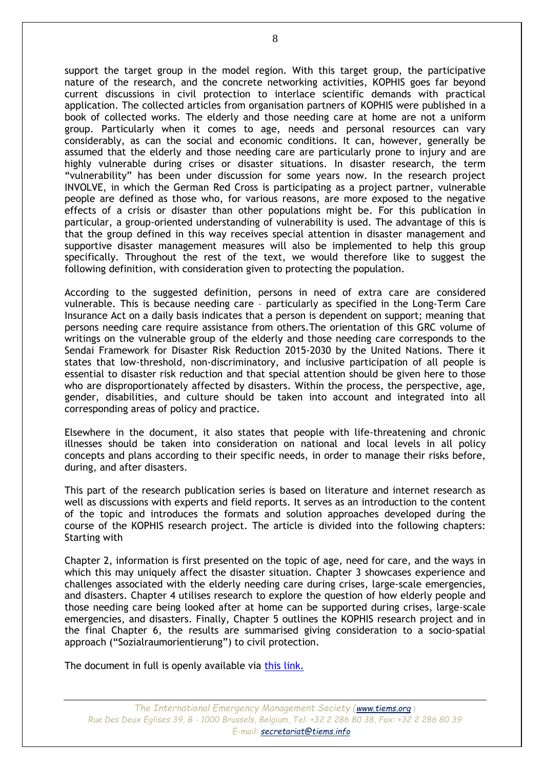support the target group in the model region. With this target group, the participative nature of the research, and the concrete networking activities, KOPHIS goes far beyond current discussions in civil protection to interlace scientific demands with practical application. The collected articles from organisation partners of KOPHIS were published in a book of collected works. The elderly and those needing care at home are not a uniform group. Particularly when it comes to age, needs and personal resources can vary considerably, as can the social and economic conditions. It can, however, generally be assumed that the elderly and those needing care are particularly prone to injury and are highly vulnerable during crises or disaster situations. In disaster research, the term "vulnerability" has been under discussion for some years now. In the research project INVOLVE, in which the German Red Cross is participating as a project partner, vulnerable people are defined as those who, for various reasons, are more exposed to the negative effects of a crisis or disaster than other populations might be. For this publication in particular, a group-oriented understanding of vulnerability is used. The advantage of this is that the group defined in this way receives special attention in disaster management and supportive disaster management measures will also be implemented to help this group specifically. Throughout the rest of the text, we would therefore like to suggest the following definition, with consideration given to protecting the population.

According to the suggested definition, persons in need of extra care are considered vulnerable. This is because needing care – particularly as specified in the Long-Term Care Insurance Act on a daily basis indicates that a person is dependent on support; meaning that persons needing care require assistance from others.The orientation of this GRC volume of writings on the vulnerable group of the elderly and those needing care corresponds to the Sendai Framework for Disaster Risk Reduction 2015-2030 by the United Nations. There it states that low-threshold, non-discriminatory, and inclusive participation of all people is essential to disaster risk reduction and that special attention should be given here to those who are disproportionately affected by disasters. Within the process, the perspective, age, gender, disabilities, and culture should be taken into account and integrated into all corresponding areas of policy and practice.

Elsewhere in the document, it also states that people with life-threatening and chronic illnesses should be taken into consideration on national and local levels in all policy concepts and plans according to their specific needs, in order to manage their risks before, during, and after disasters.

This part of the research publication series is based on literature and internet research as well as discussions with experts and field reports. It serves as an introduction to the content of the topic and introduces the formats and solution approaches developed during the course of the KOPHIS research project. The article is divided into the following chapters: Starting with

Chapter 2, information is first presented on the topic of age, need for care, and the ways in which this may uniquely affect the disaster situation. Chapter 3 showcases experience and challenges associated with the elderly needing care during crises, large-scale emergencies, and disasters. Chapter 4 utilises research to explore the question of how elderly people and those needing care being looked after at home can be supported during crises, large-scale emergencies, and disasters. Finally, Chapter 5 outlines the KOPHIS research project and in the final Chapter 6, the results are summarised giving consideration to a socio-spatial approach ("Sozialraumorientierung") to civil protection.

The document in full is openly available via [this link.]()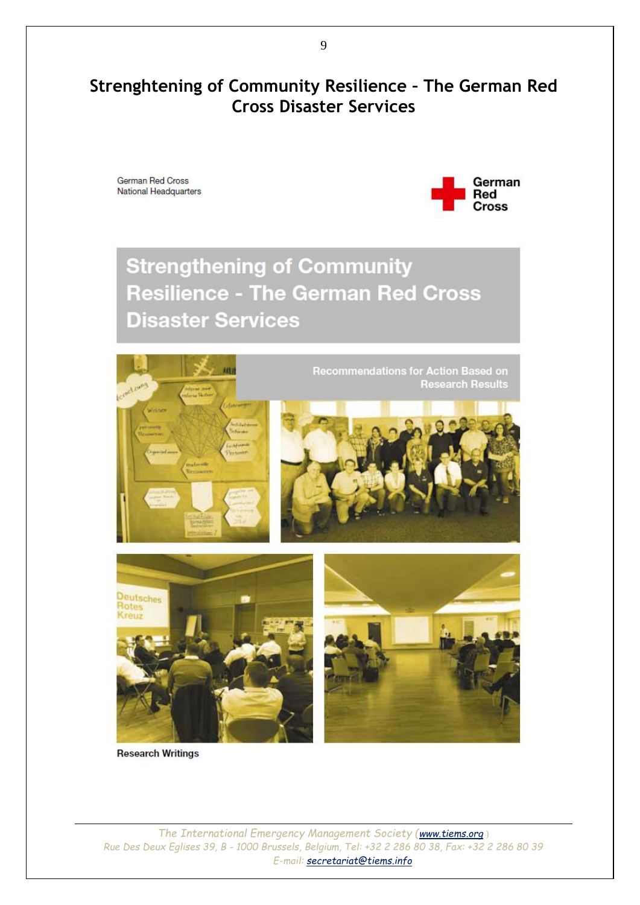# Strenghtening of Community Resilience – The German Red Cross Disaster Services

German Red Cross
National Headquarters

German Red Cross

## Strengthening of Community Resilience - The German Red Cross Disaster Services

Recommendations for Action Based on Research Results

Research Writings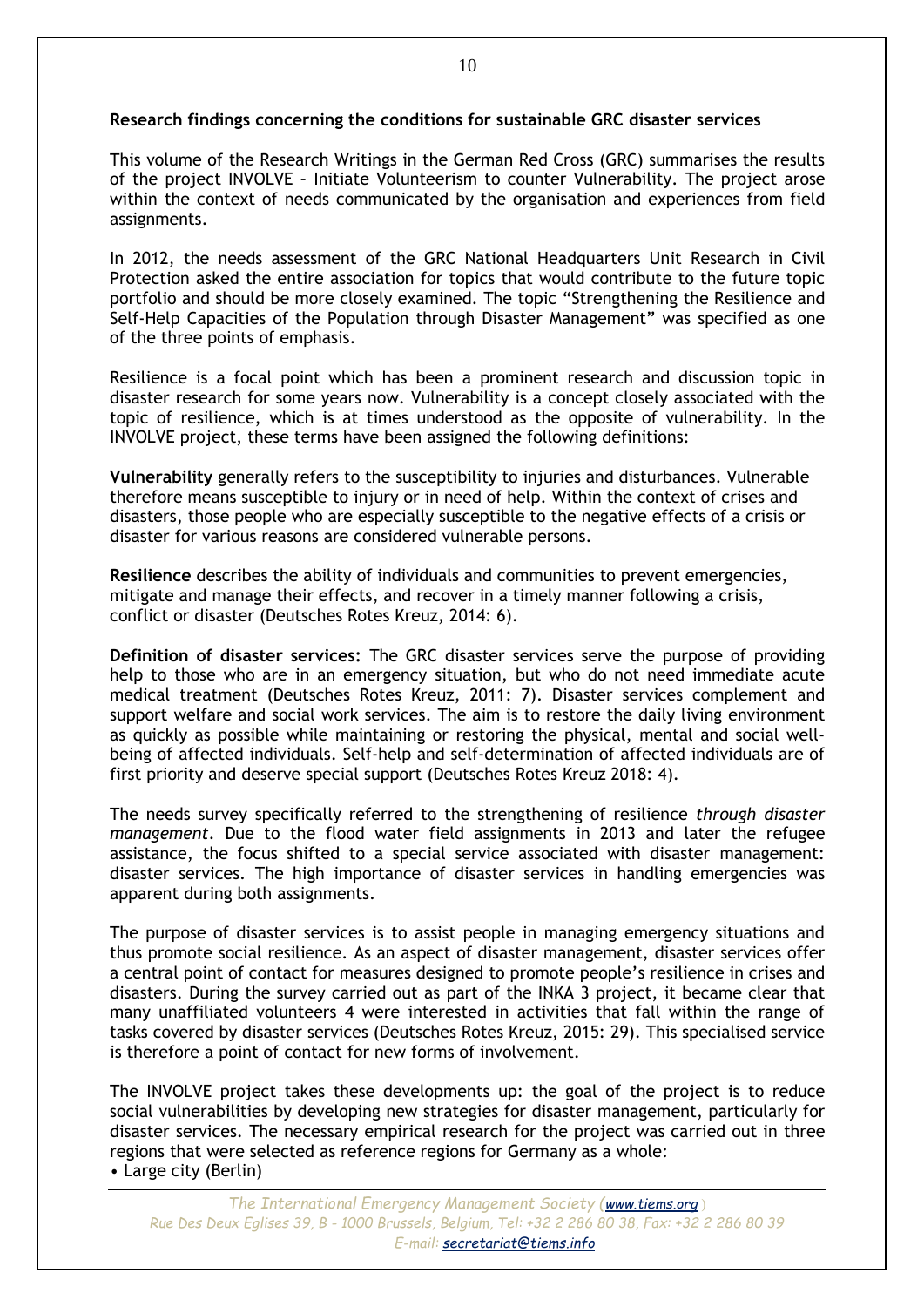**Research findings concerning the conditions for sustainable GRC disaster services**

This volume of the Research Writings in the German Red Cross (GRC) summarises the results of the project INVOLVE – Initiate Volunteerism to counter Vulnerability. The project arose within the context of needs communicated by the organisation and experiences from field assignments.

In 2012, the needs assessment of the GRC National Headquarters Unit Research in Civil Protection asked the entire association for topics that would contribute to the future topic portfolio and should be more closely examined. The topic "Strengthening the Resilience and Self-Help Capacities of the Population through Disaster Management" was specified as one of the three points of emphasis.

Resilience is a focal point which has been a prominent research and discussion topic in disaster research for some years now. Vulnerability is a concept closely associated with the topic of resilience, which is at times understood as the opposite of vulnerability. In the INVOLVE project, these terms have been assigned the following definitions:

**Vulnerability** generally refers to the susceptibility to injuries and disturbances. Vulnerable therefore means susceptible to injury or in need of help. Within the context of crises and disasters, those people who are especially susceptible to the negative effects of a crisis or disaster for various reasons are considered vulnerable persons.

**Resilience** describes the ability of individuals and communities to prevent emergencies, mitigate and manage their effects, and recover in a timely manner following a crisis, conflict or disaster (Deutsches Rotes Kreuz, 2014: 6).

**Definition of disaster services:** The GRC disaster services serve the purpose of providing help to those who are in an emergency situation, but who do not need immediate acute medical treatment (Deutsches Rotes Kreuz, 2011: 7). Disaster services complement and support welfare and social work services. The aim is to restore the daily living environment as quickly as possible while maintaining or restoring the physical, mental and social well-being of affected individuals. Self-help and self-determination of affected individuals are of first priority and deserve special support (Deutsches Rotes Kreuz 2018: 4).

The needs survey specifically referred to the strengthening of resilience *through disaster management*. Due to the flood water field assignments in 2013 and later the refugee assistance, the focus shifted to a special service associated with disaster management: disaster services. The high importance of disaster services in handling emergencies was apparent during both assignments.

The purpose of disaster services is to assist people in managing emergency situations and thus promote social resilience. As an aspect of disaster management, disaster services offer a central point of contact for measures designed to promote people's resilience in crises and disasters. During the survey carried out as part of the INKA 3 project, it became clear that many unaffiliated volunteers 4 were interested in activities that fall within the range of tasks covered by disaster services (Deutsches Rotes Kreuz, 2015: 29). This specialised service is therefore a point of contact for new forms of involvement.

The INVOLVE project takes these developments up: the goal of the project is to reduce social vulnerabilities by developing new strategies for disaster management, particularly for disaster services. The necessary empirical research for the project was carried out in three regions that were selected as reference regions for Germany as a whole:

- Large city (Berlin)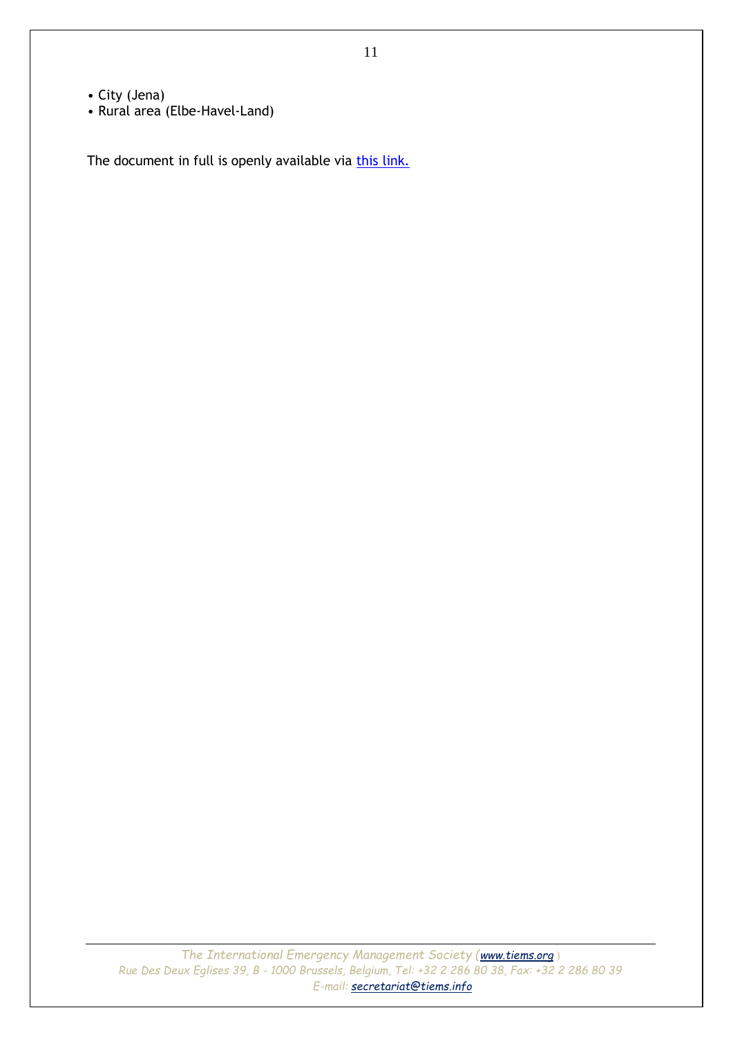- City (Jena)
- Rural area (Elbe-Havel-Land)

The document in full is openly available via this link.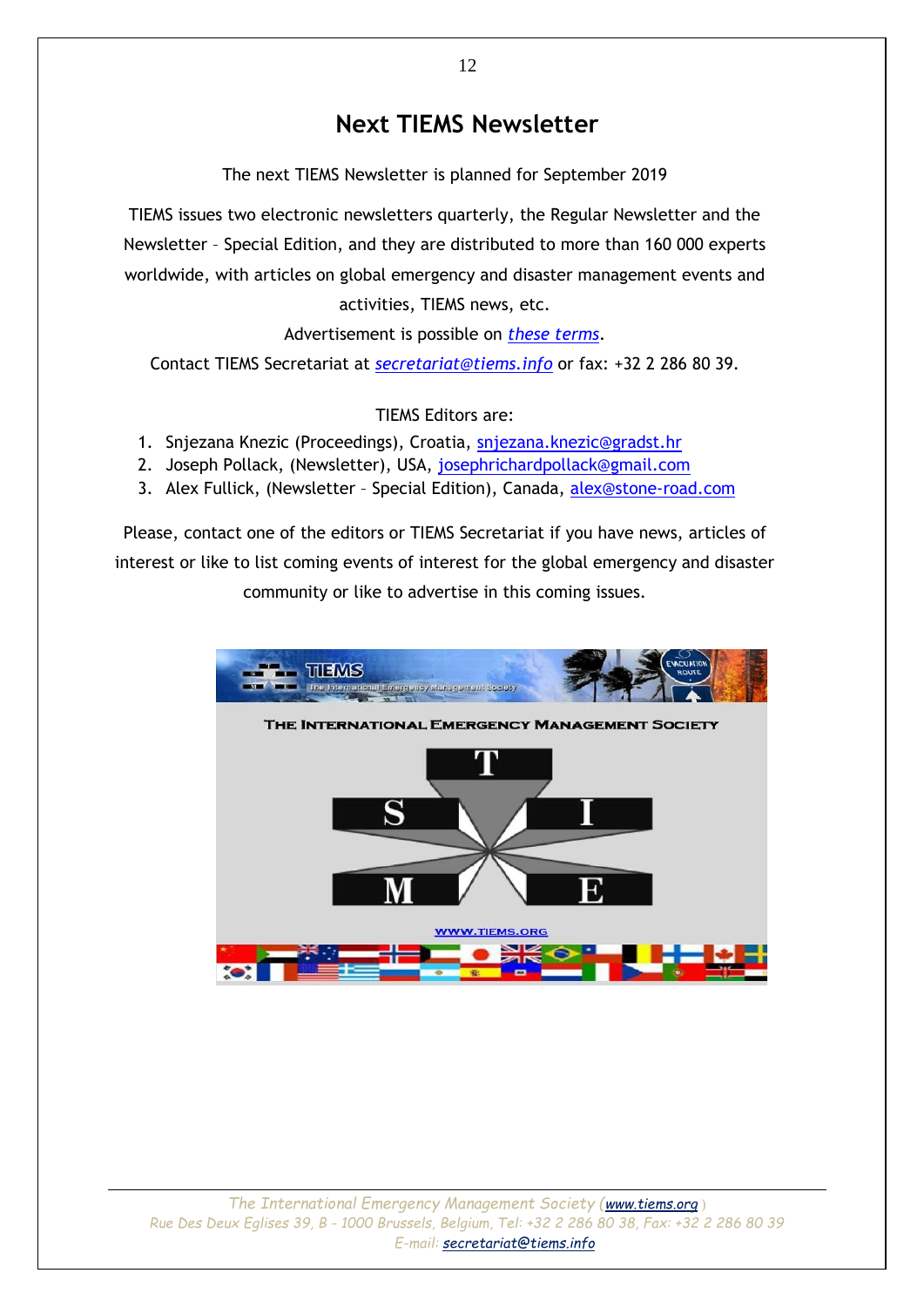# Next TIEMS Newsletter

The next TIEMS Newsletter is planned for September 2019

TIEMS issues two electronic newsletters quarterly, the Regular Newsletter and the Newsletter – Special Edition, and they are distributed to more than 160 000 experts worldwide, with articles on global emergency and disaster management events and activities, TIEMS news, etc.

Advertisement is possible on *these terms*.

Contact TIEMS Secretariat at *secretariat@tiems.info* or fax: +32 2 286 80 39.

TIEMS Editors are:

1. Snjezana Knezic (Proceedings), Croatia, snjezana.knezic@gradst.hr
2. Joseph Pollack, (Newsletter), USA, josephrichardpollack@gmail.com
3. Alex Fullick, (Newsletter – Special Edition), Canada, alex@stone-road.com

Please, contact one of the editors or TIEMS Secretariat if you have news, articles of interest or like to list coming events of interest for the global emergency and disaster community or like to advertise in this coming issues.

*The International Emergency Management Society (www.tiems.org)*
*Rue Des Deux Eglises 39, B - 1000 Brussels, Belgium, Tel: +32 2 286 80 38, Fax: +32 2 286 80 39*
*E-mail: secretariat@tiems.info*